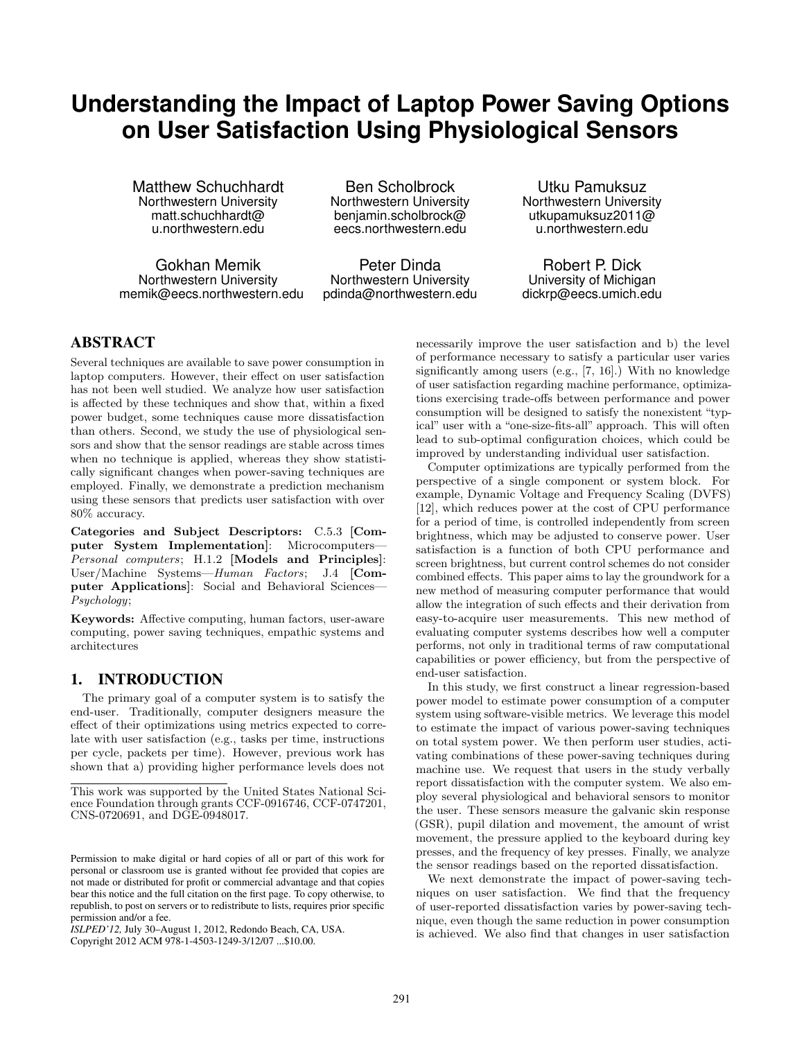# Understanding the Impact of Laptop Power Saving Options on User Satisfaction Using Physiological Sensors

Matthew Schuchhardt
Northwestern University
matt.schuchhardt@u.northwestern.edu

Ben Scholbrock
Northwestern University
benjamin.scholbrock@eecs.northwestern.edu

Utku Pamuksuz
Northwestern University
utkupamuksuz2011@u.northwestern.edu

Gokhan Memik
Northwestern University
memik@eecs.northwestern.edu

Peter Dinda
Northwestern University
pdinda@northwestern.edu

Robert P. Dick
University of Michigan
dickrp@eecs.umich.edu

## ABSTRACT

Several techniques are available to save power consumption in laptop computers. However, their effect on user satisfaction has not been well studied. We analyze how user satisfaction is affected by these techniques and show that, within a fixed power budget, some techniques cause more dissatisfaction than others. Second, we study the use of physiological sensors and show that the sensor readings are stable across times when no technique is applied, whereas they show statistically significant changes when power-saving techniques are employed. Finally, we demonstrate a prediction mechanism using these sensors that predicts user satisfaction with over 80% accuracy.

**Categories and Subject Descriptors:** C.5.3 [**Computer System Implementation**]: Microcomputers—*Personal computers*; H.1.2 [**Models and Principles**]: User/Machine Systems—*Human Factors*; J.4 [**Computer Applications**]: Social and Behavioral Sciences—*Psychology*;

**Keywords:** Affective computing, human factors, user-aware computing, power saving techniques, empathic systems and architectures

## 1. INTRODUCTION

The primary goal of a computer system is to satisfy the end-user. Traditionally, computer designers measure the effect of their optimizations using metrics expected to correlate with user satisfaction (e.g., tasks per time, instructions per cycle, packets per time). However, previous work has shown that a) providing higher performance levels does not necessarily improve the user satisfaction and b) the level of performance necessary to satisfy a particular user varies significantly among users (e.g., [7, 16].) With no knowledge of user satisfaction regarding machine performance, optimizations exercising trade-offs between performance and power consumption will be designed to satisfy the nonexistent "typical" user with a "one-size-fits-all" approach. This will often lead to sub-optimal configuration choices, which could be improved by understanding individual user satisfaction.

Computer optimizations are typically performed from the perspective of a single component or system block. For example, Dynamic Voltage and Frequency Scaling (DVFS) [12], which reduces power at the cost of CPU performance for a period of time, is controlled independently from screen brightness, which may be adjusted to conserve power. User satisfaction is a function of both CPU performance and screen brightness, but current control schemes do not consider combined effects. This paper aims to lay the groundwork for a new method of measuring computer performance that would allow the integration of such effects and their derivation from easy-to-acquire user measurements. This new method of evaluating computer systems describes how well a computer performs, not only in traditional terms of raw computational capabilities or power efficiency, but from the perspective of end-user satisfaction.

In this study, we first construct a linear regression-based power model to estimate power consumption of a computer system using software-visible metrics. We leverage this model to estimate the impact of various power-saving techniques on total system power. We then perform user studies, activating combinations of these power-saving techniques during machine use. We request that users in the study verbally report dissatisfaction with the computer system. We also employ several physiological and behavioral sensors to monitor the user. These sensors measure the galvanic skin response (GSR), pupil dilation and movement, the amount of wrist movement, the pressure applied to the keyboard during key presses, and the frequency of key presses. Finally, we analyze the sensor readings based on the reported dissatisfaction.

We next demonstrate the impact of power-saving techniques on user satisfaction. We find that the frequency of user-reported dissatisfaction varies by power-saving technique, even though the same reduction in power consumption is achieved. We also find that changes in user satisfaction

This work was supported by the United States National Science Foundation through grants CCF-0916746, CCF-0747201, CNS-0720691, and DGE-0948017.

Permission to make digital or hard copies of all or part of this work for personal or classroom use is granted without fee provided that copies are not made or distributed for profit or commercial advantage and that copies bear this notice and the full citation on the first page. To copy otherwise, to republish, to post on servers or to redistribute to lists, requires prior specific permission and/or a fee.
*ISLPED'12,* July 30–August 1, 2012, Redondo Beach, CA, USA.
Copyright 2012 ACM 978-1-4503-1249-3/12/07 ...$10.00.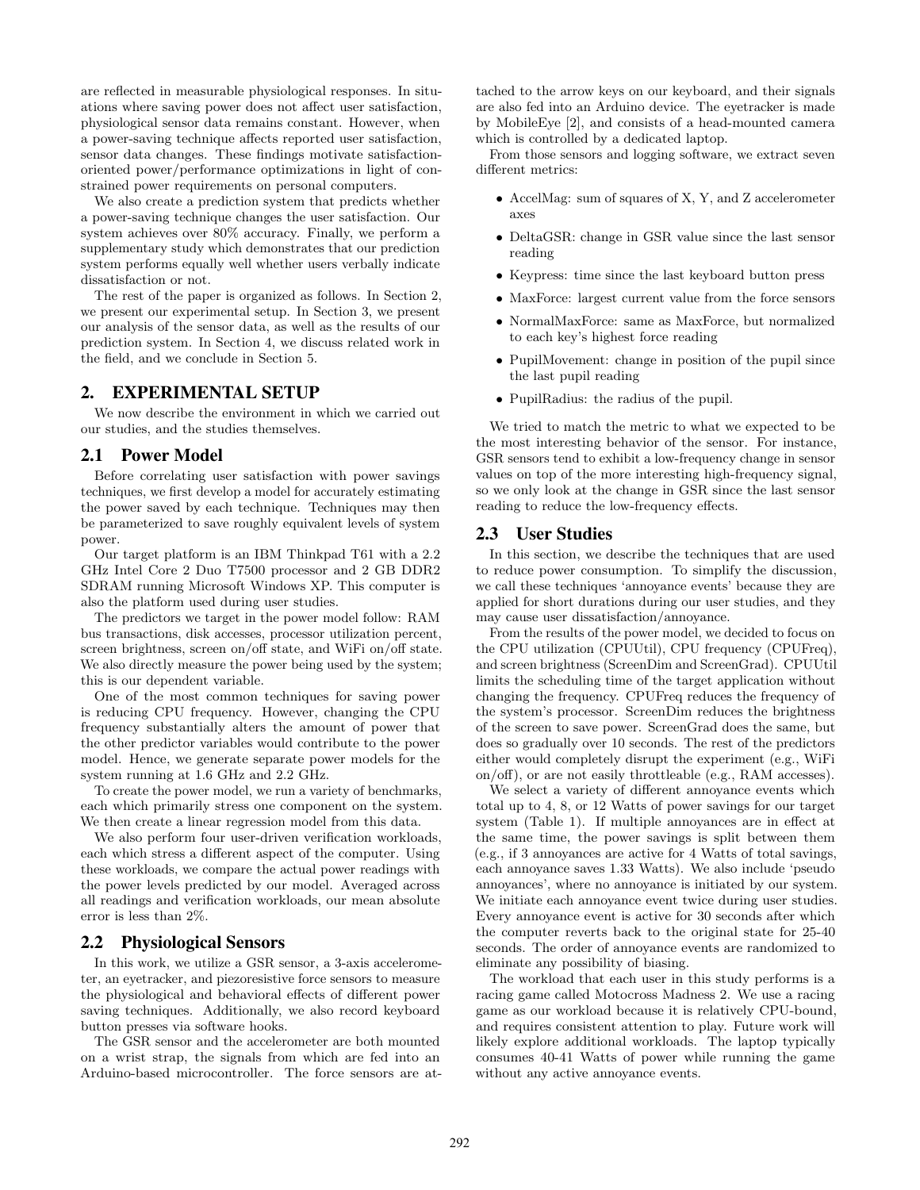are reflected in measurable physiological responses. In situations where saving power does not affect user satisfaction, physiological sensor data remains constant. However, when a power-saving technique affects reported user satisfaction, sensor data changes. These findings motivate satisfaction-oriented power/performance optimizations in light of constrained power requirements on personal computers.

We also create a prediction system that predicts whether a power-saving technique changes the user satisfaction. Our system achieves over 80% accuracy. Finally, we perform a supplementary study which demonstrates that our prediction system performs equally well whether users verbally indicate dissatisfaction or not.

The rest of the paper is organized as follows. In Section 2, we present our experimental setup. In Section 3, we present our analysis of the sensor data, as well as the results of our prediction system. In Section 4, we discuss related work in the field, and we conclude in Section 5.

## 2. EXPERIMENTAL SETUP

We now describe the environment in which we carried out our studies, and the studies themselves.

### 2.1 Power Model

Before correlating user satisfaction with power savings techniques, we first develop a model for accurately estimating the power saved by each technique. Techniques may then be parameterized to save roughly equivalent levels of system power.

Our target platform is an IBM Thinkpad T61 with a 2.2 GHz Intel Core 2 Duo T7500 processor and 2 GB DDR2 SDRAM running Microsoft Windows XP. This computer is also the platform used during user studies.

The predictors we target in the power model follow: RAM bus transactions, disk accesses, processor utilization percent, screen brightness, screen on/off state, and WiFi on/off state. We also directly measure the power being used by the system; this is our dependent variable.

One of the most common techniques for saving power is reducing CPU frequency. However, changing the CPU frequency substantially alters the amount of power that the other predictor variables would contribute to the power model. Hence, we generate separate power models for the system running at 1.6 GHz and 2.2 GHz.

To create the power model, we run a variety of benchmarks, each which primarily stress one component on the system. We then create a linear regression model from this data.

We also perform four user-driven verification workloads, each which stress a different aspect of the computer. Using these workloads, we compare the actual power readings with the power levels predicted by our model. Averaged across all readings and verification workloads, our mean absolute error is less than 2%.

### 2.2 Physiological Sensors

In this work, we utilize a GSR sensor, a 3-axis accelerometer, an eyetracker, and piezoresistive force sensors to measure the physiological and behavioral effects of different power saving techniques. Additionally, we also record keyboard button presses via software hooks.

The GSR sensor and the accelerometer are both mounted on a wrist strap, the signals from which are fed into an Arduino-based microcontroller. The force sensors are attached to the arrow keys on our keyboard, and their signals are also fed into an Arduino device. The eyetracker is made by MobileEye [2], and consists of a head-mounted camera which is controlled by a dedicated laptop.

From those sensors and logging software, we extract seven different metrics:

- AccelMag: sum of squares of X, Y, and Z accelerometer axes
- DeltaGSR: change in GSR value since the last sensor reading
- Keypress: time since the last keyboard button press
- MaxForce: largest current value from the force sensors
- NormalMaxForce: same as MaxForce, but normalized to each key's highest force reading
- PupilMovement: change in position of the pupil since the last pupil reading
- PupilRadius: the radius of the pupil.

We tried to match the metric to what we expected to be the most interesting behavior of the sensor. For instance, GSR sensors tend to exhibit a low-frequency change in sensor values on top of the more interesting high-frequency signal, so we only look at the change in GSR since the last sensor reading to reduce the low-frequency effects.

### 2.3 User Studies

In this section, we describe the techniques that are used to reduce power consumption. To simplify the discussion, we call these techniques 'annoyance events' because they are applied for short durations during our user studies, and they may cause user dissatisfaction/annoyance.

From the results of the power model, we decided to focus on the CPU utilization (CPUUtil), CPU frequency (CPUFreq), and screen brightness (ScreenDim and ScreenGrad). CPUUtil limits the scheduling time of the target application without changing the frequency. CPUFreq reduces the frequency of the system's processor. ScreenDim reduces the brightness of the screen to save power. ScreenGrad does the same, but does so gradually over 10 seconds. The rest of the predictors either would completely disrupt the experiment (e.g., WiFi on/off), or are not easily throttleable (e.g., RAM accesses).

We select a variety of different annoyance events which total up to 4, 8, or 12 Watts of power savings for our target system (Table 1). If multiple annoyances are in effect at the same time, the power savings is split between them (e.g., if 3 annoyances are active for 4 Watts of total savings, each annoyance saves 1.33 Watts). We also include 'pseudo annoyances', where no annoyance is initiated by our system. We initiate each annoyance event twice during user studies. Every annoyance event is active for 30 seconds after which the computer reverts back to the original state for 25-40 seconds. The order of annoyance events are randomized to eliminate any possibility of biasing.

The workload that each user in this study performs is a racing game called Motocross Madness 2. We use a racing game as our workload because it is relatively CPU-bound, and requires consistent attention to play. Future work will likely explore additional workloads. The laptop typically consumes 40-41 Watts of power while running the game without any active annoyance events.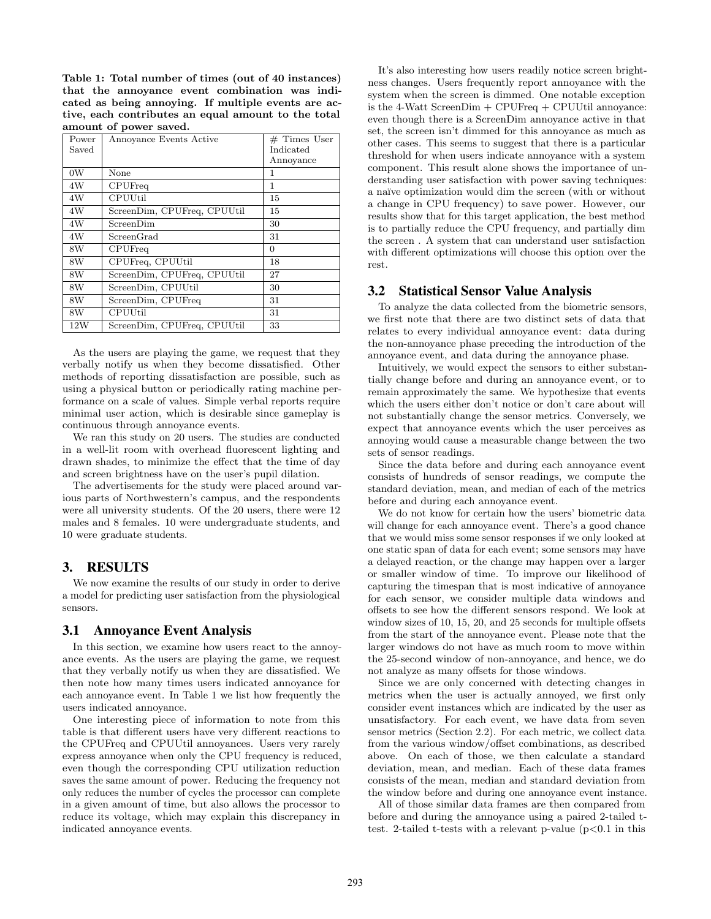**Table 1: Total number of times (out of 40 instances) that the annoyance event combination was indicated as being annoying. If multiple events are active, each contributes an equal amount to the total amount of power saved.**

| Power Saved | Annoyance Events Active | # Times User Indicated Annoyance |
|---|---|---|
| 0W | None | 1 |
| 4W | CPUFreq | 1 |
| 4W | CPUUtil | 15 |
| 4W | ScreenDim, CPUFreq, CPUUtil | 15 |
| 4W | ScreenDim | 30 |
| 4W | ScreenGrad | 31 |
| 8W | CPUFreq | 0 |
| 8W | CPUFreq, CPUUtil | 18 |
| 8W | ScreenDim, CPUFreq, CPUUtil | 27 |
| 8W | ScreenDim, CPUUtil | 30 |
| 8W | ScreenDim, CPUFreq | 31 |
| 8W | CPUUtil | 31 |
| 12W | ScreenDim, CPUFreq, CPUUtil | 33 |

As the users are playing the game, we request that they verbally notify us when they become dissatisfied. Other methods of reporting dissatisfaction are possible, such as using a physical button or periodically rating machine performance on a scale of values. Simple verbal reports require minimal user action, which is desirable since gameplay is continuous through annoyance events.

We ran this study on 20 users. The studies are conducted in a well-lit room with overhead fluorescent lighting and drawn shades, to minimize the effect that the time of day and screen brightness have on the user's pupil dilation.

The advertisements for the study were placed around various parts of Northwestern's campus, and the respondents were all university students. Of the 20 users, there were 12 males and 8 females. 10 were undergraduate students, and 10 were graduate students.

# 3. RESULTS

We now examine the results of our study in order to derive a model for predicting user satisfaction from the physiological sensors.

## 3.1 Annoyance Event Analysis

In this section, we examine how users react to the annoyance events. As the users are playing the game, we request that they verbally notify us when they are dissatisfied. We then note how many times users indicated annoyance for each annoyance event. In Table 1 we list how frequently the users indicated annoyance.

One interesting piece of information to note from this table is that different users have very different reactions to the CPUFreq and CPUUtil annoyances. Users very rarely express annoyance when only the CPU frequency is reduced, even though the corresponding CPU utilization reduction saves the same amount of power. Reducing the frequency not only reduces the number of cycles the processor can complete in a given amount of time, but also allows the processor to reduce its voltage, which may explain this discrepancy in indicated annoyance events.

It's also interesting how users readily notice screen brightness changes. Users frequently report annoyance with the system when the screen is dimmed. One notable exception is the 4-Watt ScreenDim + CPUFreq + CPUUtil annoyance: even though there is a ScreenDim annoyance active in that set, the screen isn't dimmed for this annoyance as much as other cases. This seems to suggest that there is a particular threshold for when users indicate annoyance with a system component. This result alone shows the importance of understanding user satisfaction with power saving techniques: a naïve optimization would dim the screen (with or without a change in CPU frequency) to save power. However, our results show that for this target application, the best method is to partially reduce the CPU frequency, and partially dim the screen . A system that can understand user satisfaction with different optimizations will choose this option over the rest.

## 3.2 Statistical Sensor Value Analysis

To analyze the data collected from the biometric sensors, we first note that there are two distinct sets of data that relates to every individual annoyance event: data during the non-annoyance phase preceding the introduction of the annoyance event, and data during the annoyance phase.

Intuitively, we would expect the sensors to either substantially change before and during an annoyance event, or to remain approximately the same. We hypothesize that events which the users either don't notice or don't care about will not substantially change the sensor metrics. Conversely, we expect that annoyance events which the user perceives as annoying would cause a measurable change between the two sets of sensor readings.

Since the data before and during each annoyance event consists of hundreds of sensor readings, we compute the standard deviation, mean, and median of each of the metrics before and during each annoyance event.

We do not know for certain how the users' biometric data will change for each annoyance event. There's a good chance that we would miss some sensor responses if we only looked at one static span of data for each event; some sensors may have a delayed reaction, or the change may happen over a larger or smaller window of time. To improve our likelihood of capturing the timespan that is most indicative of annoyance for each sensor, we consider multiple data windows and offsets to see how the different sensors respond. We look at window sizes of 10, 15, 20, and 25 seconds for multiple offsets from the start of the annoyance event. Please note that the larger windows do not have as much room to move within the 25-second window of non-annoyance, and hence, we do not analyze as many offsets for those windows.

Since we are only concerned with detecting changes in metrics when the user is actually annoyed, we first only consider event instances which are indicated by the user as unsatisfactory. For each event, we have data from seven sensor metrics (Section 2.2). For each metric, we collect data from the various window/offset combinations, as described above. On each of those, we then calculate a standard deviation, mean, and median. Each of these data frames consists of the mean, median and standard deviation from the window before and during one annoyance event instance.

All of those similar data frames are then compared from before and during the annoyance using a paired 2-tailed t-test. 2-tailed t-tests with a relevant p-value ($p<0.1$ in this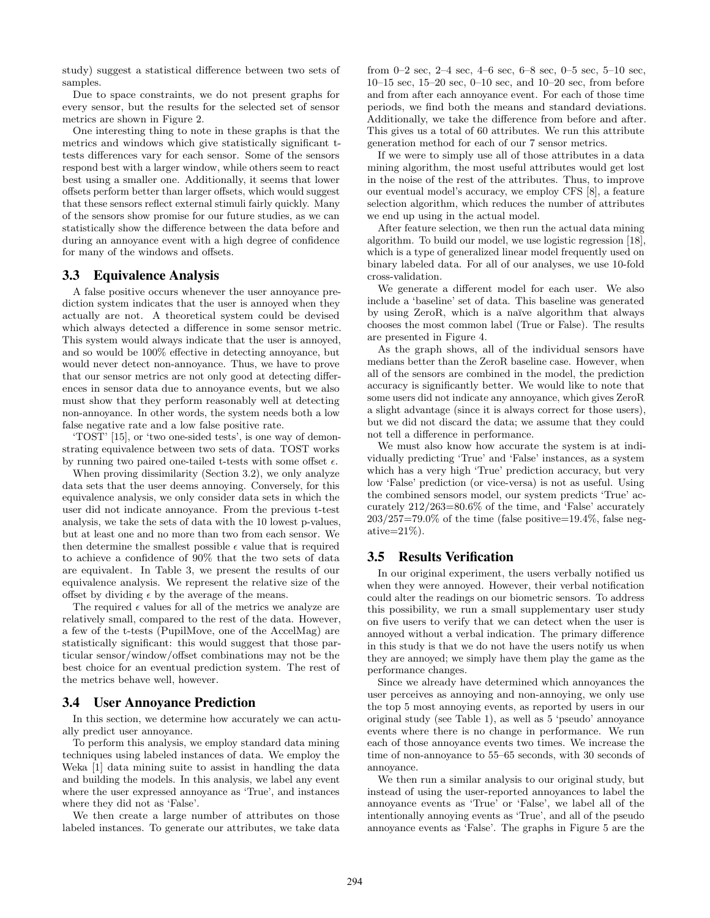study) suggest a statistical difference between two sets of samples.

Due to space constraints, we do not present graphs for every sensor, but the results for the selected set of sensor metrics are shown in Figure 2.

One interesting thing to note in these graphs is that the metrics and windows which give statistically significant t-tests differences vary for each sensor. Some of the sensors respond best with a larger window, while others seem to react best using a smaller one. Additionally, it seems that lower offsets perform better than larger offsets, which would suggest that these sensors reflect external stimuli fairly quickly. Many of the sensors show promise for our future studies, as we can statistically show the difference between the data before and during an annoyance event with a high degree of confidence for many of the windows and offsets.

### 3.3 Equivalence Analysis

A false positive occurs whenever the user annoyance prediction system indicates that the user is annoyed when they actually are not. A theoretical system could be devised which always detected a difference in some sensor metric. This system would always indicate that the user is annoyed, and so would be 100% effective in detecting annoyance, but would never detect non-annoyance. Thus, we have to prove that our sensor metrics are not only good at detecting differences in sensor data due to annoyance events, but we also must show that they perform reasonably well at detecting non-annoyance. In other words, the system needs both a low false negative rate and a low false positive rate.

'TOST' [15], or 'two one-sided tests', is one way of demonstrating equivalence between two sets of data. TOST works by running two paired one-tailed t-tests with some offset $\epsilon$.

When proving dissimilarity (Section 3.2), we only analyze data sets that the user deems annoying. Conversely, for this equivalence analysis, we only consider data sets in which the user did not indicate annoyance. From the previous t-test analysis, we take the sets of data with the 10 lowest p-values, but at least one and no more than two from each sensor. We then determine the smallest possible $\epsilon$ value that is required to achieve a confidence of 90% that the two sets of data are equivalent. In Table 3, we present the results of our equivalence analysis. We represent the relative size of the offset by dividing $\epsilon$ by the average of the means.

The required $\epsilon$ values for all of the metrics we analyze are relatively small, compared to the rest of the data. However, a few of the t-tests (PupilMove, one of the AccelMag) are statistically significant: this would suggest that those particular sensor/window/offset combinations may not be the best choice for an eventual prediction system. The rest of the metrics behave well, however.

### 3.4 User Annoyance Prediction

In this section, we determine how accurately we can actually predict user annoyance.

To perform this analysis, we employ standard data mining techniques using labeled instances of data. We employ the Weka [1] data mining suite to assist in handling the data and building the models. In this analysis, we label any event where the user expressed annoyance as 'True', and instances where they did not as 'False'.

We then create a large number of attributes on those labeled instances. To generate our attributes, we take data from 0–2 sec, 2–4 sec, 4–6 sec, 6–8 sec, 0–5 sec, 5–10 sec, 10–15 sec, 15–20 sec, 0–10 sec, and 10–20 sec, from before and from after each annoyance event. For each of those time periods, we find both the means and standard deviations. Additionally, we take the difference from before and after. This gives us a total of 60 attributes. We run this attribute generation method for each of our 7 sensor metrics.

If we were to simply use all of those attributes in a data mining algorithm, the most useful attributes would get lost in the noise of the rest of the attributes. Thus, to improve our eventual model's accuracy, we employ CFS [8], a feature selection algorithm, which reduces the number of attributes we end up using in the actual model.

After feature selection, we then run the actual data mining algorithm. To build our model, we use logistic regression [18], which is a type of generalized linear model frequently used on binary labeled data. For all of our analyses, we use 10-fold cross-validation.

We generate a different model for each user. We also include a 'baseline' set of data. This baseline was generated by using ZeroR, which is a naïve algorithm that always chooses the most common label (True or False). The results are presented in Figure 4.

As the graph shows, all of the individual sensors have medians better than the ZeroR baseline case. However, when all of the sensors are combined in the model, the prediction accuracy is significantly better. We would like to note that some users did not indicate any annoyance, which gives ZeroR a slight advantage (since it is always correct for those users), but we did not discard the data; we assume that they could not tell a difference in performance.

We must also know how accurate the system is at individually predicting 'True' and 'False' instances, as a system which has a very high 'True' prediction accuracy, but very low 'False' prediction (or vice-versa) is not as useful. Using the combined sensors model, our system predicts 'True' accurately 212/263=80.6% of the time, and 'False' accurately 203/257=79.0% of the time (false positive=19.4%, false negative=21%).

### 3.5 Results Verification

In our original experiment, the users verbally notified us when they were annoyed. However, their verbal notification could alter the readings on our biometric sensors. To address this possibility, we run a small supplementary user study on five users to verify that we can detect when the user is annoyed without a verbal indication. The primary difference in this study is that we do not have the users notify us when they are annoyed; we simply have them play the game as the performance changes.

Since we already have determined which annoyances the user perceives as annoying and non-annoying, we only use the top 5 most annoying events, as reported by users in our original study (see Table 1), as well as 5 'pseudo' annoyance events where there is no change in performance. We run each of those annoyance events two times. We increase the time of non-annoyance to 55–65 seconds, with 30 seconds of annoyance.

We then run a similar analysis to our original study, but instead of using the user-reported annoyances to label the annoyance events as 'True' or 'False', we label all of the intentionally annoying events as 'True', and all of the pseudo annoyance events as 'False'. The graphs in Figure 5 are the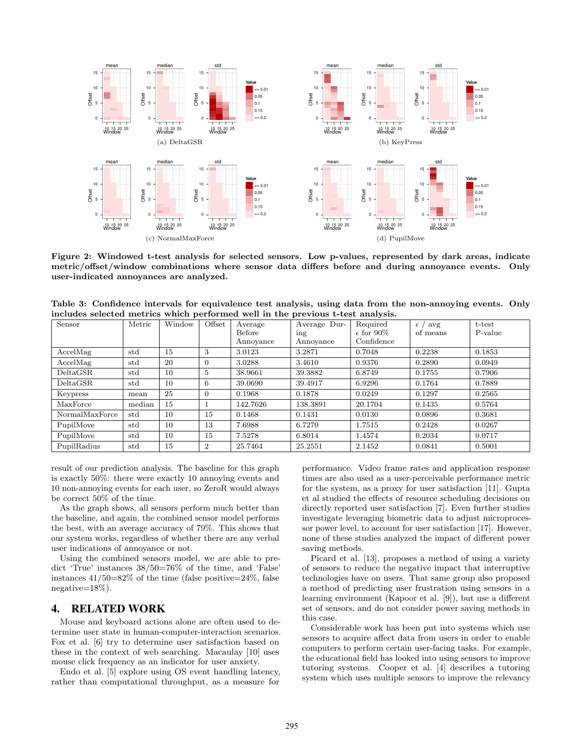Figure 2: Windowed t-test analysis for selected sensors. Low p-values, represented by dark areas, indicate metric/offset/window combinations where sensor data differs before and during annoyance events. Only user-indicated annoyances are analyzed.

(a) DeltaGSR (b) KeyPress (c) NormalMaxForce (d) PupilMove

**Table 3: Confidence intervals for equivalence test analysis, using data from the non-annoying events. Only includes selected metrics which performed well in the previous t-test analysis.**

| Sensor | Metric | Window | Offset | Average Before Annoyance | Average During Annoyance | Required $\epsilon$ for 90% Confidence | $\epsilon$ / avg of means | t-test P-value |
|---|---|---|---|---|---|---|---|---|
| AccelMag | std | 15 | 3 | 3.0123 | 3.2871 | 0.7048 | 0.2238 | 0.1853 |
| AccelMag | std | 20 | 0 | 3.0288 | 3.4610 | 0.9376 | 0.2890 | 0.0949 |
| DeltaGSR | std | 10 | 5 | 38.9661 | 39.3882 | 6.8749 | 0.1755 | 0.7906 |
| DeltaGSR | std | 10 | 6 | 39.0690 | 39.4917 | 6.9296 | 0.1764 | 0.7889 |
| Keypress | mean | 25 | 0 | 0.1968 | 0.1878 | 0.0249 | 0.1297 | 0.2565 |
| MaxForce | median | 15 | 1 | 142.7626 | 138.3891 | 20.1704 | 0.1435 | 0.5764 |
| NormalMaxForce | std | 10 | 15 | 0.1468 | 0.1431 | 0.0130 | 0.0896 | 0.3681 |
| PupilMove | std | 10 | 13 | 7.6988 | 6.7270 | 1.7515 | 0.2428 | 0.0267 |
| PupilMove | std | 10 | 15 | 7.5278 | 6.8014 | 1.4574 | 0.2034 | 0.0717 |
| PupilRadius | std | 15 | 2 | 25.7464 | 25.2551 | 2.1452 | 0.0841 | 0.5001 |

result of our prediction analysis. The baseline for this graph is exactly 50%: there were exactly 10 annoying events and 10 non-annoying events for each user, so ZeroR would always be correct 50% of the time.

As the graph shows, all sensors perform much better than the baseline, and again, the combined sensor model performs the best, with an average accuracy of 79%. This shows that our system works, regardless of whether there are any verbal user indications of annoyance or not.

Using the combined sensors model, we are able to predict 'True' instances 38/50=76% of the time, and 'False' instances 41/50=82% of the time (false positive=24%, false negative=18%).

## 4. RELATED WORK

Mouse and keyboard actions alone are often used to determine user state in human-computer-interaction scenarios. Fox et al. [6] try to determine user satisfaction based on these in the context of web searching. Macaulay [10] uses mouse click frequency as an indicator for user anxiety.

Endo et al. [5] explore using OS event handling latency, rather than computational throughput, as a measure for performance. Video frame rates and application response times are also used as a user-perceivable performance metric for the system, as a proxy for user satisfaction [11]. Gupta et al studied the effects of resource scheduling decisions on directly reported user satisfaction [7]. Even further studies investigate leveraging biometric data to adjust microprocessor power level, to account for user satisfaction [17]. However, none of these studies analyzed the impact of different power saving methods.

Picard et al. [13], proposes a method of using a variety of sensors to reduce the negative impact that interruptive technologies have on users. That same group also proposed a method of predicting user frustration using sensors in a learning environment (Kapoor et al. [9]), but use a different set of sensors, and do not consider power saving methods in this case.

Considerable work has been put into systems which use sensors to acquire affect data from users in order to enable computers to perform certain user-facing tasks. For example, the educational field has looked into using sensors to improve tutoring systems. Cooper et al. [4] describes a tutoring system which uses multiple sensors to improve the relevancy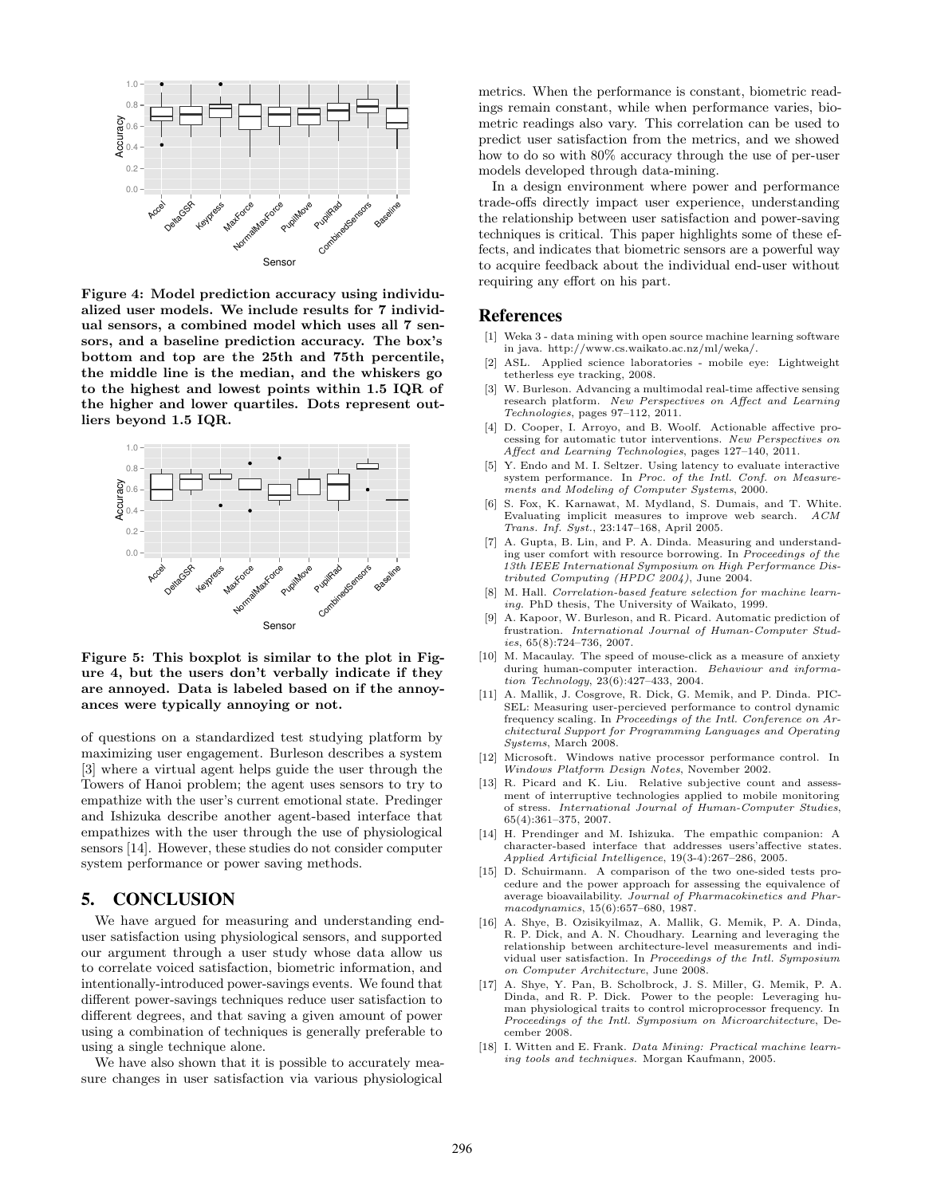1.0
0.8
0.6
0.4
0.2
0.0
Accuracy
Accel
DeltaGSR
Keypress
MaxForce
NormalMaxForce
PupilMove
PupilRad
CombinedSensors
Baseline
Sensor

**Figure 4: Model prediction accuracy using individualized user models. We include results for 7 individual sensors, a combined model which uses all 7 sensors, and a baseline prediction accuracy. The box's bottom and top are the 25th and 75th percentile, the middle line is the median, and the whiskers go to the highest and lowest points within 1.5 IQR of the higher and lower quartiles. Dots represent outliers beyond 1.5 IQR.**

1.0
0.8
0.6
0.4
0.2
0.0
Accuracy
Accel
DeltaGSR
Keypress
MaxForce
NormalMaxForce
PupilMove
PupilRad
CombinedSensors
Baseline
Sensor

**Figure 5: This boxplot is similar to the plot in Figure 4, but the users don't verbally indicate if they are annoyed. Data is labeled based on if the annoyances were typically annoying or not.**

of questions on a standardized test studying platform by maximizing user engagement. Burleson describes a system [3] where a virtual agent helps guide the user through the Towers of Hanoi problem; the agent uses sensors to try to empathize with the user's current emotional state. Predinger and Ishizuka describe another agent-based interface that empathizes with the user through the use of physiological sensors [14]. However, these studies do not consider computer system performance or power saving methods.

## 5. CONCLUSION

We have argued for measuring and understanding end-user satisfaction using physiological sensors, and supported our argument through a user study whose data allow us to correlate voiced satisfaction, biometric information, and intentionally-introduced power-savings events. We found that different power-savings techniques reduce user satisfaction to different degrees, and that saving a given amount of power using a combination of techniques is generally preferable to using a single technique alone.

We have also shown that it is possible to accurately measure changes in user satisfaction via various physiological metrics. When the performance is constant, biometric readings remain constant, while when performance varies, biometric readings also vary. This correlation can be used to predict user satisfaction from the metrics, and we showed how to do so with 80% accuracy through the use of per-user models developed through data-mining.

In a design environment where power and performance trade-offs directly impact user experience, understanding the relationship between user satisfaction and power-saving techniques is critical. This paper highlights some of these effects, and indicates that biometric sensors are a powerful way to acquire feedback about the individual end-user without requiring any effort on his part.

## References

[1] Weka 3 - data mining with open source machine learning software in java. http://www.cs.waikato.ac.nz/ml/weka/.

[2] ASL. Applied science laboratories - mobile eye: Lightweight tetherless eye tracking, 2008.

[3] W. Burleson. Advancing a multimodal real-time affective sensing research platform. *New Perspectives on Affect and Learning Technologies*, pages 97–112, 2011.

[4] D. Cooper, I. Arroyo, and B. Woolf. Actionable affective processing for automatic tutor interventions. *New Perspectives on Affect and Learning Technologies*, pages 127–140, 2011.

[5] Y. Endo and M. I. Seltzer. Using latency to evaluate interactive system performance. In *Proc. of the Intl. Conf. on Measurements and Modeling of Computer Systems*, 2000.

[6] S. Fox, K. Karnawat, M. Mydland, S. Dumais, and T. White. Evaluating implicit measures to improve web search. *ACM Trans. Inf. Syst.*, 23:147–168, April 2005.

[7] A. Gupta, B. Lin, and P. A. Dinda. Measuring and understanding user comfort with resource borrowing. In *Proceedings of the 13th IEEE International Symposium on High Performance Distributed Computing (HPDC 2004)*, June 2004.

[8] M. Hall. *Correlation-based feature selection for machine learning*. PhD thesis, The University of Waikato, 1999.

[9] A. Kapoor, W. Burleson, and R. Picard. Automatic prediction of frustration. *International Journal of Human-Computer Studies*, 65(8):724–736, 2007.

[10] M. Macaulay. The speed of mouse-click as a measure of anxiety during human-computer interaction. *Behaviour and information Technology*, 23(6):427–433, 2004.

[11] A. Mallik, J. Cosgrove, R. Dick, G. Memik, and P. Dinda. PICSEL: Measuring user-percieved performance to control dynamic frequency scaling. In *Proceedings of the Intl. Conference on Architectural Support for Programming Languages and Operating Systems*, March 2008.

[12] Microsoft. Windows native processor performance control. In *Windows Platform Design Notes*, November 2002.

[13] R. Picard and K. Liu. Relative subjective count and assessment of interruptive technologies applied to mobile monitoring of stress. *International Journal of Human-Computer Studies*, 65(4):361–375, 2007.

[14] H. Prendinger and M. Ishizuka. The empathic companion: A character-based interface that addresses users'affective states. *Applied Artificial Intelligence*, 19(3-4):267–286, 2005.

[15] D. Schuirmann. A comparison of the two one-sided tests procedure and the power approach for assessing the equivalence of average bioavailability. *Journal of Pharmacokinetics and Pharmacodynamics*, 15(6):657–680, 1987.

[16] A. Shye, B. Ozisikyilmaz, A. Mallik, G. Memik, P. A. Dinda, R. P. Dick, and A. N. Choudhary. Learning and leveraging the relationship between architecture-level measurements and individual user satisfaction. In *Proceedings of the Intl. Symposium on Computer Architecture*, June 2008.

[17] A. Shye, Y. Pan, B. Scholbrock, J. S. Miller, G. Memik, P. A. Dinda, and R. P. Dick. Power to the people: Leveraging human physiological traits to control microprocessor frequency. In *Proceedings of the Intl. Symposium on Microarchitecture*, December 2008.

[18] I. Witten and E. Frank. *Data Mining: Practical machine learning tools and techniques*. Morgan Kaufmann, 2005.